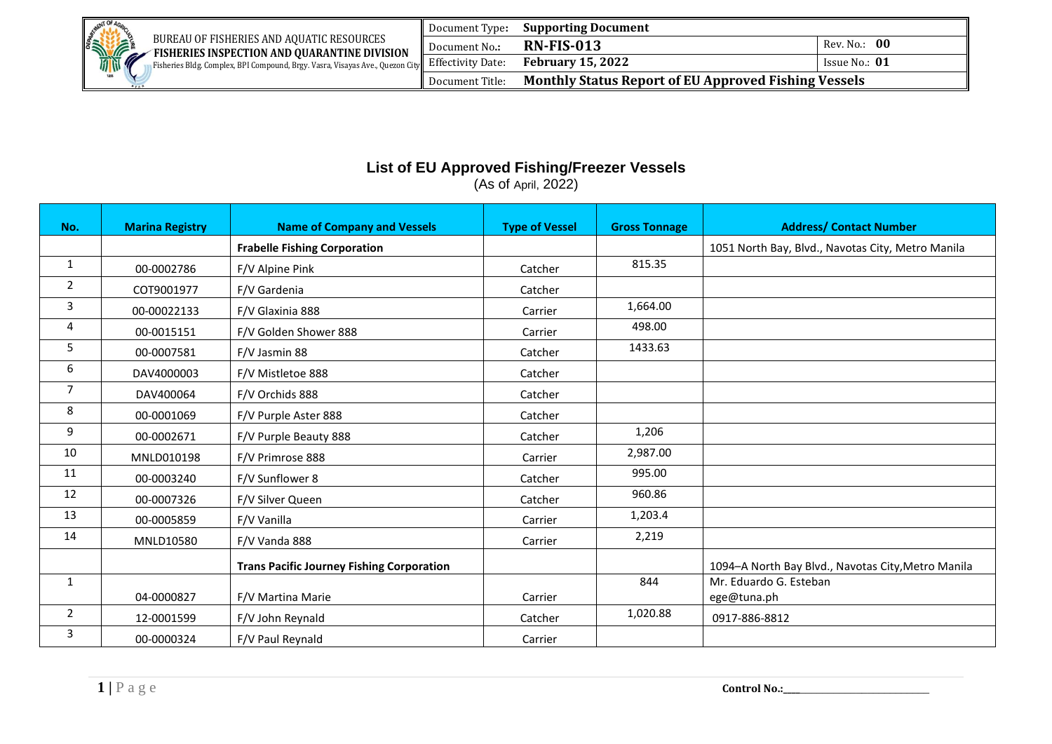| | BUREAU OF FISHERIES AND AQUATIC RESOURCES **FISHERIES INSPECTION AND QUARANTINE DIVISION** Fisheries Bldg. Complex, BPI Compound, Brgy. Vasra, Visayas Ave., Quezon City | Document Type: | **Supporting Document** | |
|---|---|---|---|---|
| | | Document No.: | **RN-FIS-013** | Rev. No.: **00** |
| | | Effectivity Date: | **February 15, 2022** | Issue No.: **01** |
| | | Document Title: | **Monthly Status Report of EU Approved Fishing Vessels** | |

## List of EU Approved Fishing/Freezer Vessels

(As of April, 2022)

| No. | Marina Registry | Name of Company and Vessels | Type of Vessel | Gross Tonnage | Address/ Contact Number |
|---|---|---|---|---|---|
| | | **Frabelle Fishing Corporation** | | | 1051 North Bay, Blvd., Navotas City, Metro Manila |
| 1 | 00-0002786 | F/V Alpine Pink | Catcher | 815.35 | |
| 2 | COT9001977 | F/V Gardenia | Catcher | | |
| 3 | 00-00022133 | F/V Glaxinia 888 | Carrier | 1,664.00 | |
| 4 | 00-0015151 | F/V Golden Shower 888 | Carrier | 498.00 | |
| 5 | 00-0007581 | F/V Jasmin 88 | Catcher | 1433.63 | |
| 6 | DAV4000003 | F/V Mistletoe 888 | Catcher | | |
| 7 | DAV400064 | F/V Orchids 888 | Catcher | | |
| 8 | 00-0001069 | F/V Purple Aster 888 | Catcher | | |
| 9 | 00-0002671 | F/V Purple Beauty 888 | Catcher | 1,206 | |
| 10 | MNLD010198 | F/V Primrose 888 | Carrier | 2,987.00 | |
| 11 | 00-0003240 | F/V Sunflower 8 | Catcher | 995.00 | |
| 12 | 00-0007326 | F/V Silver Queen | Catcher | 960.86 | |
| 13 | 00-0005859 | F/V Vanilla | Carrier | 1,203.4 | |
| 14 | MNLD10580 | F/V Vanda 888 | Carrier | 2,219 | |
| | | **Trans Pacific Journey Fishing Corporation** | | | 1094–A North Bay Blvd., Navotas City,Metro Manila |
| 1 | 04-0000827 | F/V Martina Marie | Carrier | 844 | Mr. Eduardo G. Esteban ege@tuna.ph |
| 2 | 12-0001599 | F/V John Reynald | Catcher | 1,020.88 | 0917-886-8812 |
| 3 | 00-0000324 | F/V Paul Reynald | Carrier | | |

Control No.:\_\_\_\_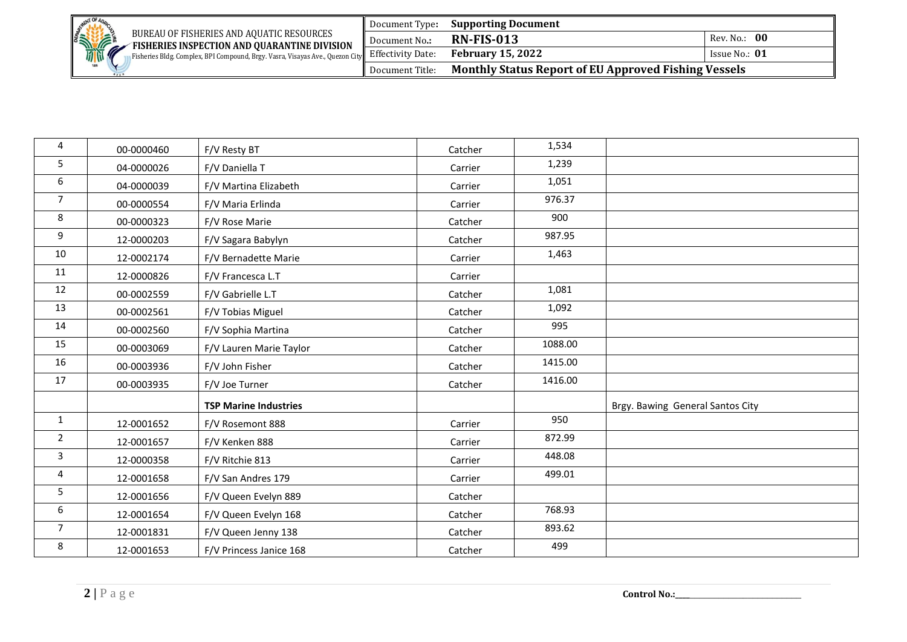| | | | | | |
|---|---|---|---|---|---|
| 4 | 00-0000460 | F/V Resty BT | Catcher | 1,534 | |
| 5 | 04-0000026 | F/V Daniella T | Carrier | 1,239 | |
| 6 | 04-0000039 | F/V Martina Elizabeth | Carrier | 1,051 | |
| 7 | 00-0000554 | F/V Maria Erlinda | Carrier | 976.37 | |
| 8 | 00-0000323 | F/V Rose Marie | Catcher | 900 | |
| 9 | 12-0000203 | F/V Sagara Babylyn | Catcher | 987.95 | |
| 10 | 12-0002174 | F/V Bernadette Marie | Carrier | 1,463 | |
| 11 | 12-0000826 | F/V Francesca L.T | Carrier | | |
| 12 | 00-0002559 | F/V Gabrielle L.T | Catcher | 1,081 | |
| 13 | 00-0002561 | F/V Tobias Miguel | Catcher | 1,092 | |
| 14 | 00-0002560 | F/V Sophia Martina | Catcher | 995 | |
| 15 | 00-0003069 | F/V Lauren Marie Taylor | Catcher | 1088.00 | |
| 16 | 00-0003936 | F/V John Fisher | Catcher | 1415.00 | |
| 17 | 00-0003935 | F/V Joe Turner | Catcher | 1416.00 | |
| | | **TSP Marine Industries** | | | Brgy. Bawing General Santos City |
| 1 | 12-0001652 | F/V Rosemont 888 | Carrier | 950 | |
| 2 | 12-0001657 | F/V Kenken 888 | Carrier | 872.99 | |
| 3 | 12-0000358 | F/V Ritchie 813 | Carrier | 448.08 | |
| 4 | 12-0001658 | F/V San Andres 179 | Carrier | 499.01 | |
| 5 | 12-0001656 | F/V Queen Evelyn 889 | Catcher | | |
| 6 | 12-0001654 | F/V Queen Evelyn 168 | Catcher | 768.93 | |
| 7 | 12-0001831 | F/V Queen Jenny 138 | Catcher | 893.62 | |
| 8 | 12-0001653 | F/V Princess Janice 168 | Catcher | 499 | |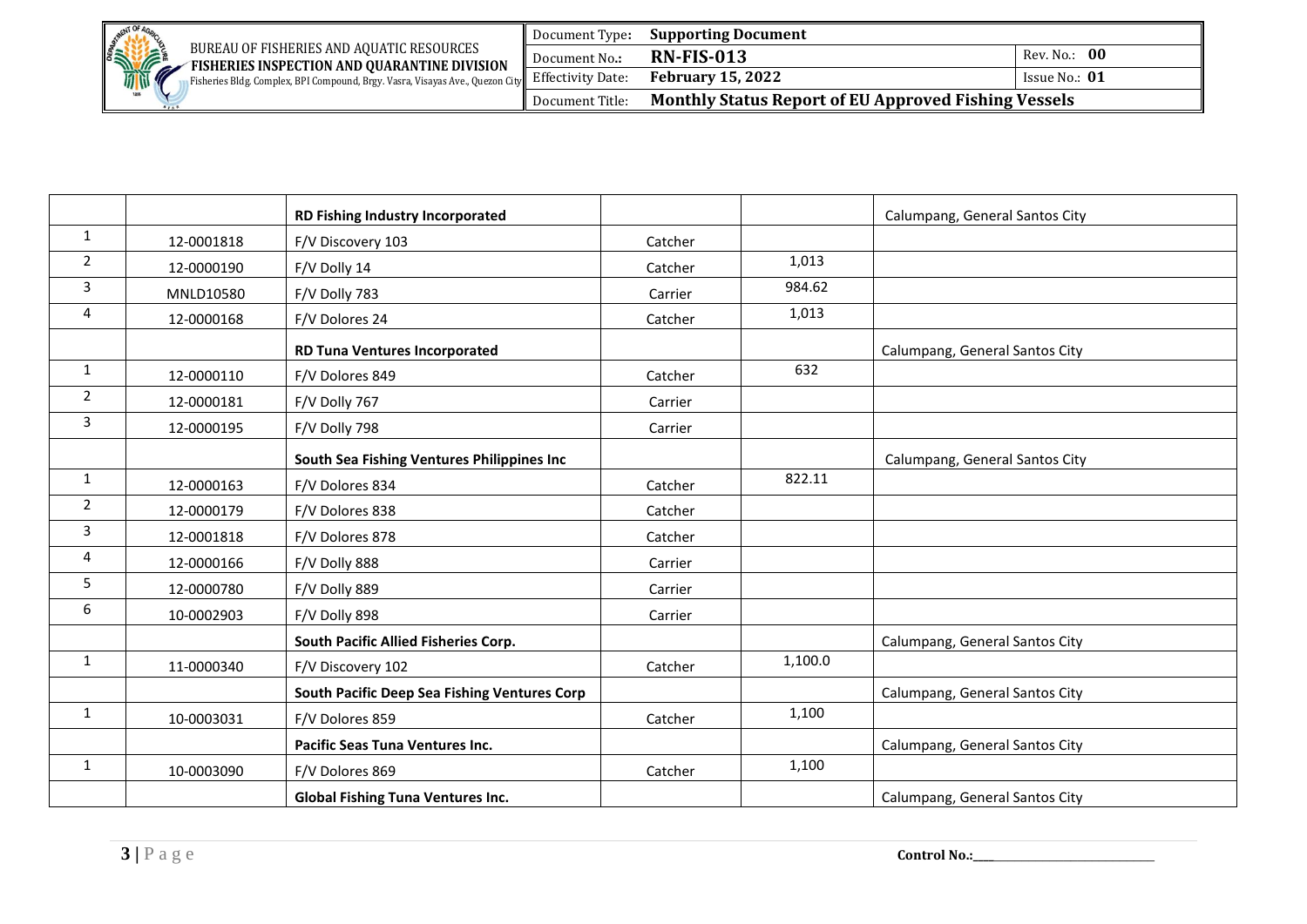|  |  |  |  |  |  |
|---|---|---|---|---|---|
|  |  | **RD Fishing Industry Incorporated** |  |  | Calumpang, General Santos City |
| 1 | 12-0001818 | F/V Discovery 103 | Catcher |  |  |
| 2 | 12-0000190 | F/V Dolly 14 | Catcher | 1,013 |  |
| 3 | MNLD10580 | F/V Dolly 783 | Carrier | 984.62 |  |
| 4 | 12-0000168 | F/V Dolores 24 | Catcher | 1,013 |  |
|  |  | **RD Tuna Ventures Incorporated** |  |  | Calumpang, General Santos City |
| 1 | 12-0000110 | F/V Dolores 849 | Catcher | 632 |  |
| 2 | 12-0000181 | F/V Dolly 767 | Carrier |  |  |
| 3 | 12-0000195 | F/V Dolly 798 | Carrier |  |  |
|  |  | **South Sea Fishing Ventures Philippines Inc** |  |  | Calumpang, General Santos City |
| 1 | 12-0000163 | F/V Dolores 834 | Catcher | 822.11 |  |
| 2 | 12-0000179 | F/V Dolores 838 | Catcher |  |  |
| 3 | 12-0001818 | F/V Dolores 878 | Catcher |  |  |
| 4 | 12-0000166 | F/V Dolly 888 | Carrier |  |  |
| 5 | 12-0000780 | F/V Dolly 889 | Carrier |  |  |
| 6 | 10-0002903 | F/V Dolly 898 | Carrier |  |  |
|  |  | **South Pacific Allied Fisheries Corp.** |  |  | Calumpang, General Santos City |
| 1 | 11-0000340 | F/V Discovery 102 | Catcher | 1,100.0 |  |
|  |  | **South Pacific Deep Sea Fishing Ventures Corp** |  |  | Calumpang, General Santos City |
| 1 | 10-0003031 | F/V Dolores 859 | Catcher | 1,100 |  |
|  |  | **Pacific Seas Tuna Ventures Inc.** |  |  | Calumpang, General Santos City |
| 1 | 10-0003090 | F/V Dolores 869 | Catcher | 1,100 |  |
|  |  | **Global Fishing Tuna Ventures Inc.** |  |  | Calumpang, General Santos City |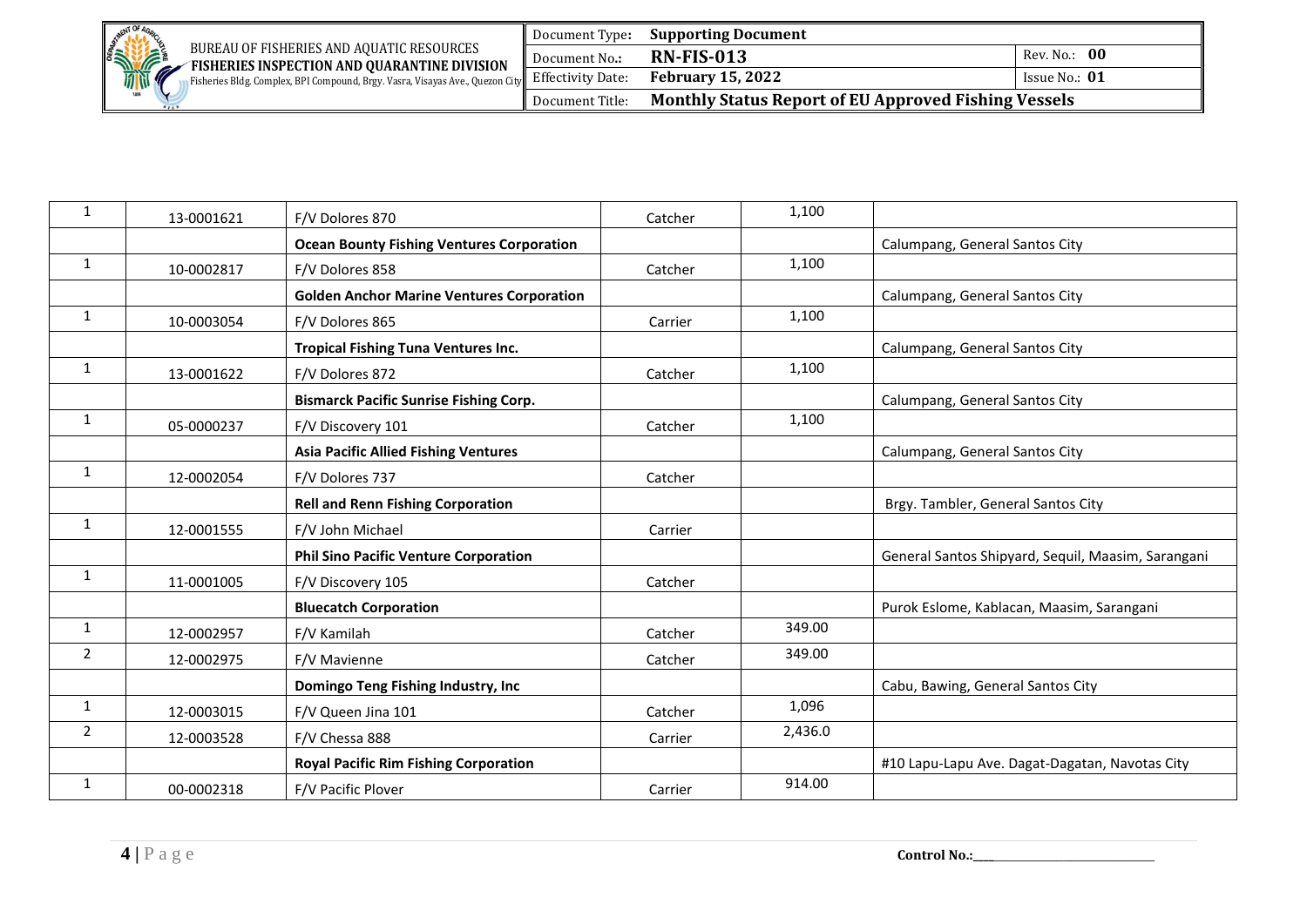| | | | | | |
|---|---|---|---|---|---|
| 1 | 13-0001621 | F/V Dolores 870 | Catcher | 1,100 | |
| | | **Ocean Bounty Fishing Ventures Corporation** | | | Calumpang, General Santos City |
| 1 | 10-0002817 | F/V Dolores 858 | Catcher | 1,100 | |
| | | **Golden Anchor Marine Ventures Corporation** | | | Calumpang, General Santos City |
| 1 | 10-0003054 | F/V Dolores 865 | Carrier | 1,100 | |
| | | **Tropical Fishing Tuna Ventures Inc.** | | | Calumpang, General Santos City |
| 1 | 13-0001622 | F/V Dolores 872 | Catcher | 1,100 | |
| | | **Bismarck Pacific Sunrise Fishing Corp.** | | | Calumpang, General Santos City |
| 1 | 05-0000237 | F/V Discovery 101 | Catcher | 1,100 | |
| | | **Asia Pacific Allied Fishing Ventures** | | | Calumpang, General Santos City |
| 1 | 12-0002054 | F/V Dolores 737 | Catcher | | |
| | | **Rell and Renn Fishing Corporation** | | | Brgy. Tambler, General Santos City |
| 1 | 12-0001555 | F/V John Michael | Carrier | | |
| | | **Phil Sino Pacific Venture Corporation** | | | General Santos Shipyard, Sequil, Maasim, Sarangani |
| 1 | 11-0001005 | F/V Discovery 105 | Catcher | | |
| | | **Bluecatch Corporation** | | | Purok Eslome, Kablacan, Maasim, Sarangani |
| 1 | 12-0002957 | F/V Kamilah | Catcher | 349.00 | |
| 2 | 12-0002975 | F/V Mavienne | Catcher | 349.00 | |
| | | **Domingo Teng Fishing Industry, Inc** | | | Cabu, Bawing, General Santos City |
| 1 | 12-0003015 | F/V Queen Jina 101 | Catcher | 1,096 | |
| 2 | 12-0003528 | F/V Chessa 888 | Carrier | 2,436.0 | |
| | | **Royal Pacific Rim Fishing Corporation** | | | #10 Lapu-Lapu Ave. Dagat-Dagatan, Navotas City |
| 1 | 00-0002318 | F/V Pacific Plover | Carrier | 914.00 | |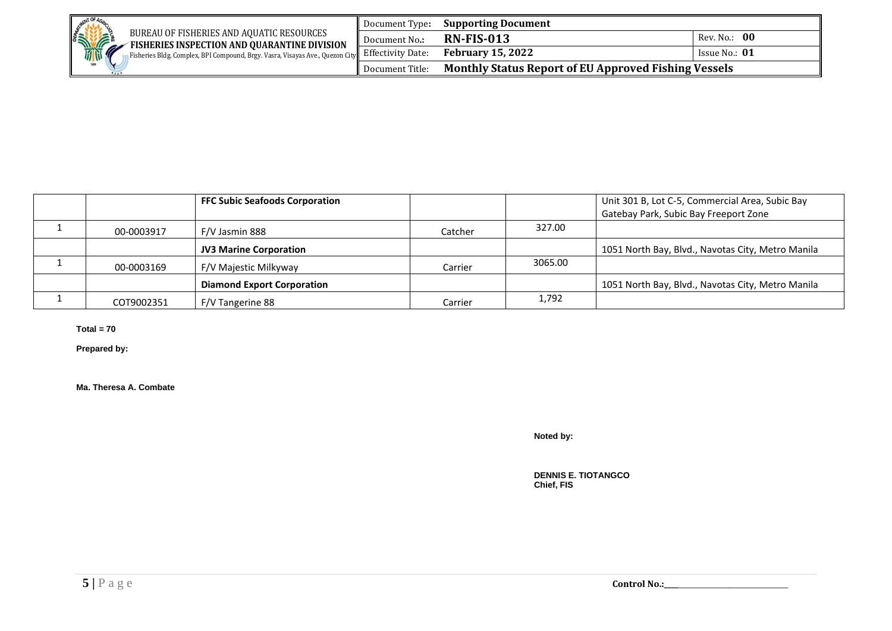| | | | | | |
|---|---|---|---|---|---|
| | | **FFC Subic Seafoods Corporation** | | | Unit 301 B, Lot C-5, Commercial Area, Subic Bay Gatebay Park, Subic Bay Freeport Zone |
| 1 | 00-0003917 | F/V Jasmin 888 | Catcher | 327.00 | |
| | | **JV3 Marine Corporation** | | | 1051 North Bay, Blvd., Navotas City, Metro Manila |
| 1 | 00-0003169 | F/V Majestic Milkyway | Carrier | 3065.00 | |
| | | **Diamond Export Corporation** | | | 1051 North Bay, Blvd., Navotas City, Metro Manila |
| 1 | COT9002351 | F/V Tangerine 88 | Carrier | 1,792 | |

**Total = 70**

**Prepared by:**

**Ma. Theresa A. Combate**

**Noted by:**

**DENNIS E. TIOTANGCO**
**Chief, FIS**

**Control No.:\_\_\_\_**